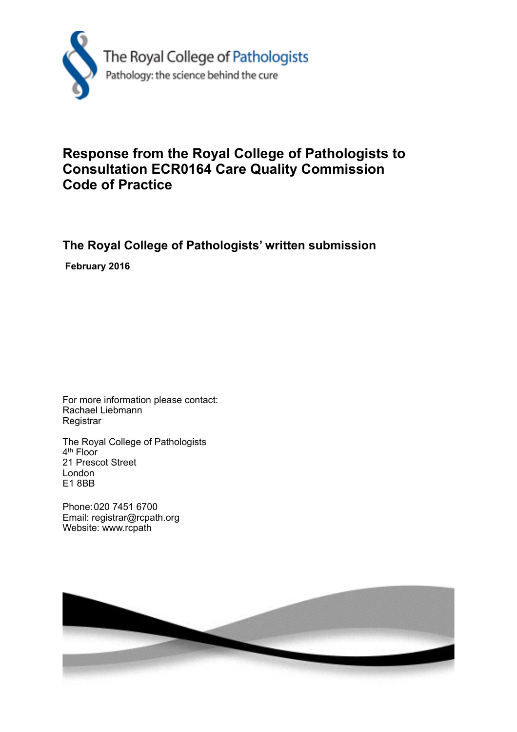The Royal College of Pathologists

Pathology: the science behind the cure

# Response from the Royal College of Pathologists to Consultation ECR0164 Care Quality Commission Code of Practice

## The Royal College of Pathologists' written submission

**February 2016**

For more information please contact:
Rachael Liebmann
Registrar

The Royal College of Pathologists
4th Floor
21 Prescot Street
London
E1 8BB

Phone: 020 7451 6700
Email: registrar@rcpath.org
Website: www.rcpath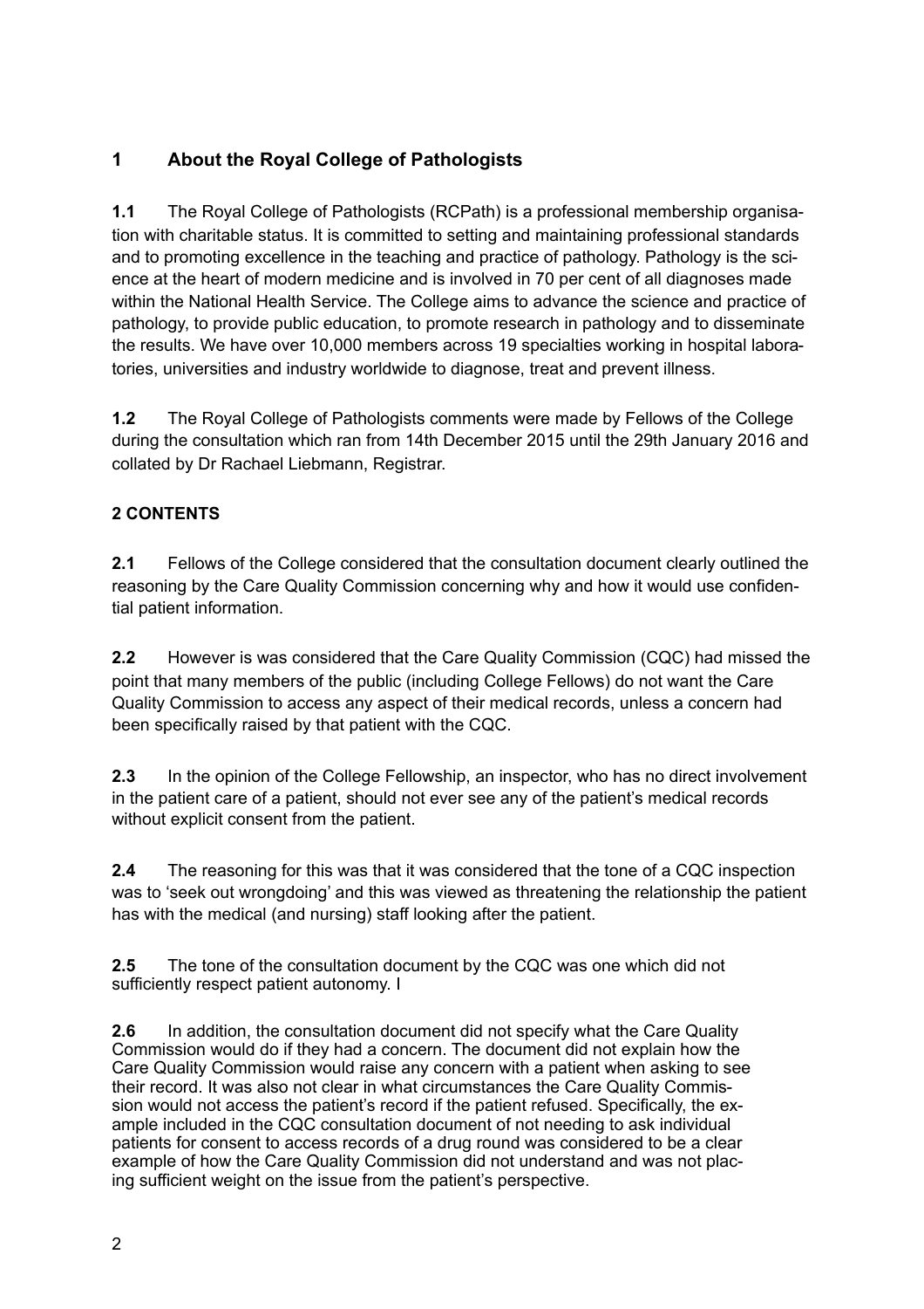## 1 About the Royal College of Pathologists

**1.1** The Royal College of Pathologists (RCPath) is a professional membership organisation with charitable status. It is committed to setting and maintaining professional standards and to promoting excellence in the teaching and practice of pathology. Pathology is the science at the heart of modern medicine and is involved in 70 per cent of all diagnoses made within the National Health Service. The College aims to advance the science and practice of pathology, to provide public education, to promote research in pathology and to disseminate the results. We have over 10,000 members across 19 specialties working in hospital laboratories, universities and industry worldwide to diagnose, treat and prevent illness.

**1.2** The Royal College of Pathologists comments were made by Fellows of the College during the consultation which ran from 14th December 2015 until the 29th January 2016 and collated by Dr Rachael Liebmann, Registrar.

## 2 CONTENTS

**2.1** Fellows of the College considered that the consultation document clearly outlined the reasoning by the Care Quality Commission concerning why and how it would use confidential patient information.

**2.2** However is was considered that the Care Quality Commission (CQC) had missed the point that many members of the public (including College Fellows) do not want the Care Quality Commission to access any aspect of their medical records, unless a concern had been specifically raised by that patient with the CQC.

**2.3** In the opinion of the College Fellowship, an inspector, who has no direct involvement in the patient care of a patient, should not ever see any of the patient's medical records without explicit consent from the patient.

**2.4** The reasoning for this was that it was considered that the tone of a CQC inspection was to 'seek out wrongdoing' and this was viewed as threatening the relationship the patient has with the medical (and nursing) staff looking after the patient.

**2.5** The tone of the consultation document by the CQC was one which did not sufficiently respect patient autonomy. I

**2.6** In addition, the consultation document did not specify what the Care Quality Commission would do if they had a concern. The document did not explain how the Care Quality Commission would raise any concern with a patient when asking to see their record. It was also not clear in what circumstances the Care Quality Commission would not access the patient's record if the patient refused. Specifically, the example included in the CQC consultation document of not needing to ask individual patients for consent to access records of a drug round was considered to be a clear example of how the Care Quality Commission did not understand and was not placing sufficient weight on the issue from the patient's perspective.